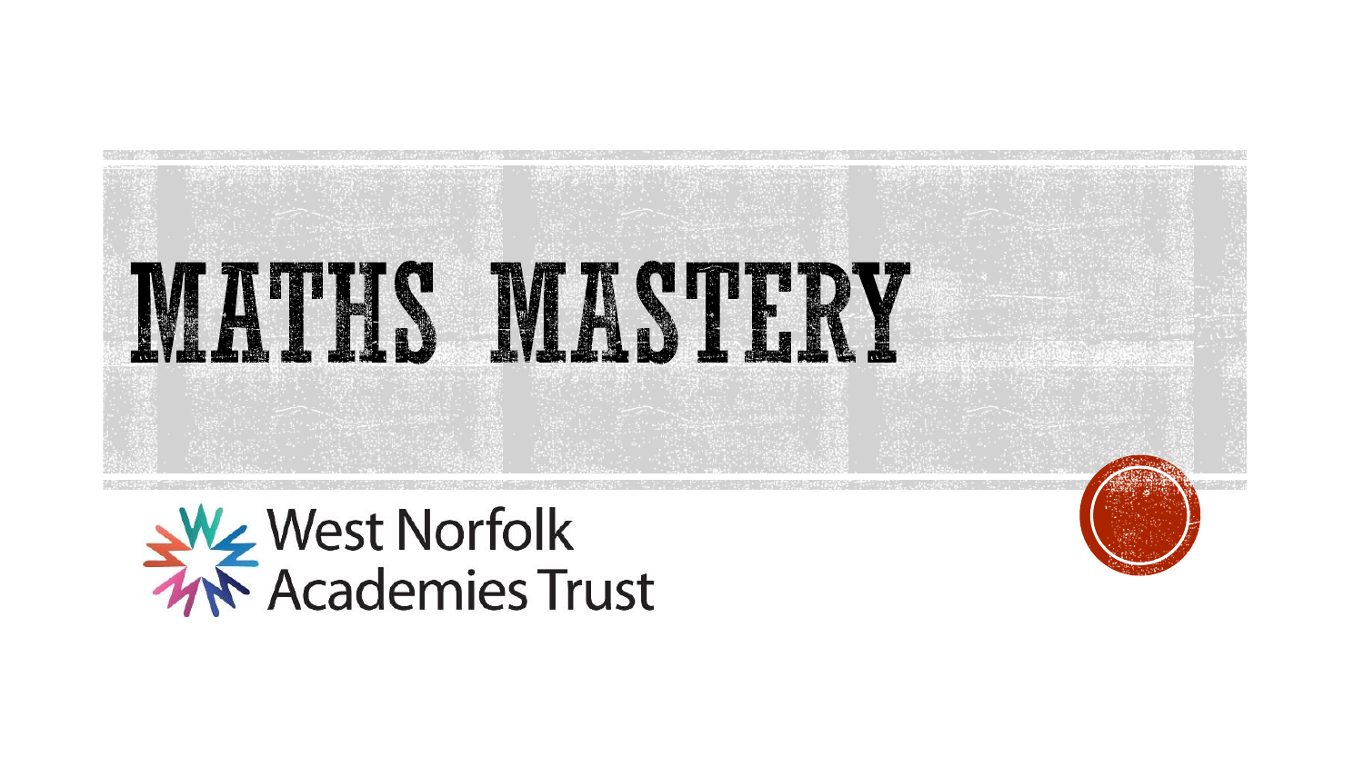# MATHS MASTERY

West Norfolk Academies Trust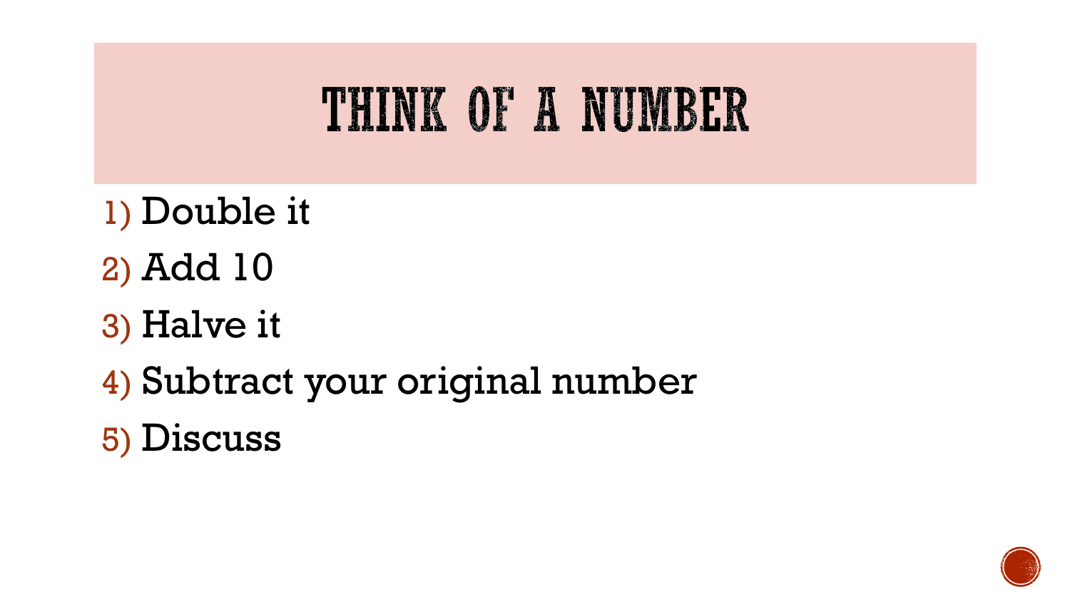# THINK OF A NUMBER

1) Double it
2) Add 10
3) Halve it
4) Subtract your original number
5) Discuss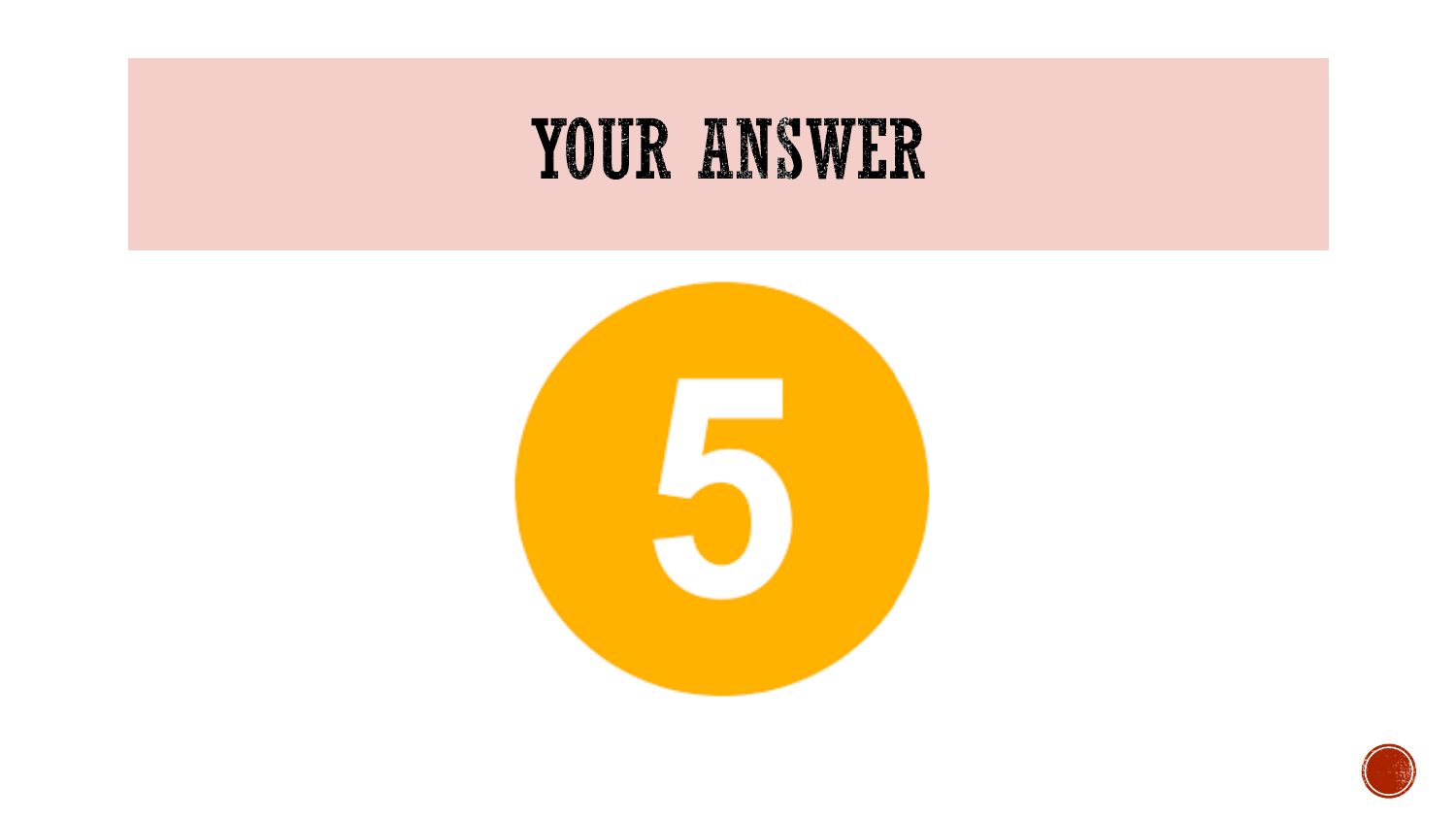# YOUR ANSWER

5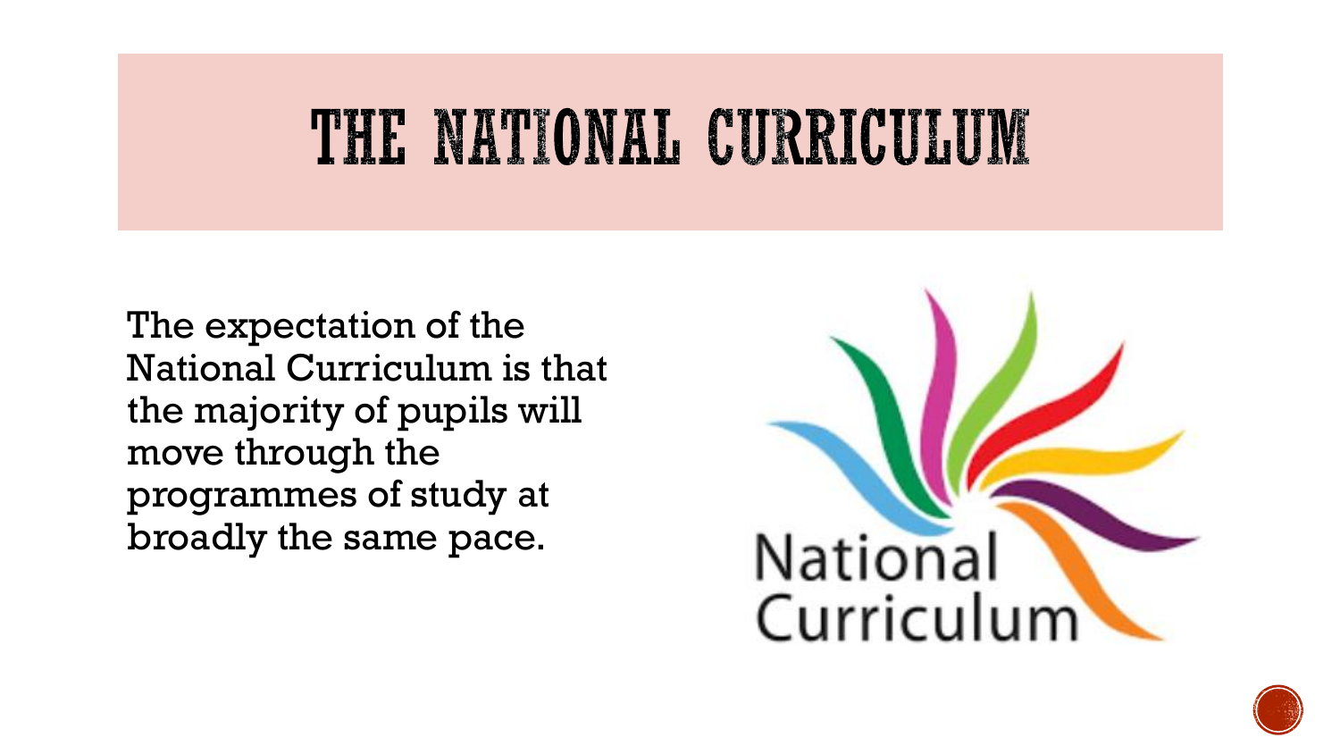# THE NATIONAL CURRICULUM

The expectation of the National Curriculum is that the majority of pupils will move through the programmes of study at broadly the same pace.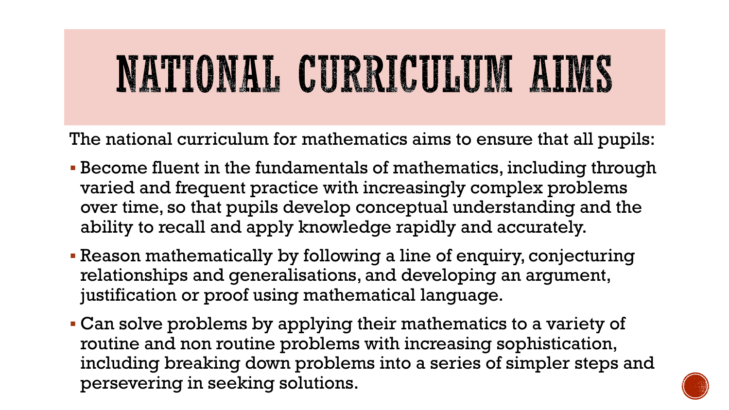# NATIONAL CURRICULUM AIMS

The national curriculum for mathematics aims to ensure that all pupils:

- Become fluent in the fundamentals of mathematics, including through varied and frequent practice with increasingly complex problems over time, so that pupils develop conceptual understanding and the ability to recall and apply knowledge rapidly and accurately.
- Reason mathematically by following a line of enquiry, conjecturing relationships and generalisations, and developing an argument, justification or proof using mathematical language.
- Can solve problems by applying their mathematics to a variety of routine and non routine problems with increasing sophistication, including breaking down problems into a series of simpler steps and persevering in seeking solutions.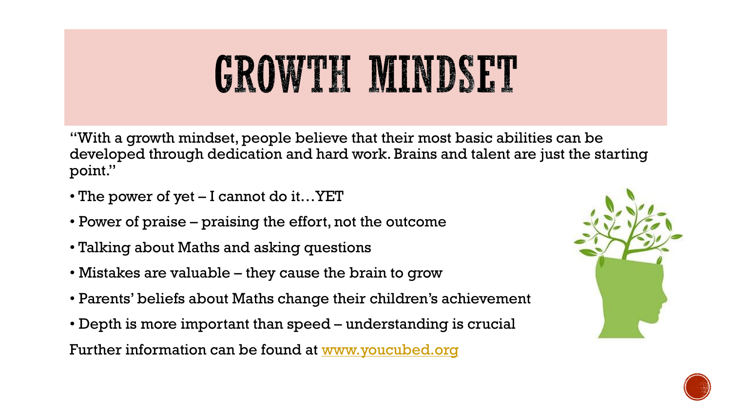# GROWTH MINDSET

"With a growth mindset, people believe that their most basic abilities can be developed through dedication and hard work. Brains and talent are just the starting point."

- The power of yet – I cannot do it…YET
- Power of praise – praising the effort, not the outcome
- Talking about Maths and asking questions
- Mistakes are valuable – they cause the brain to grow
- Parents' beliefs about Maths change their children's achievement
- Depth is more important than speed – understanding is crucial

Further information can be found at [www.youcubed.org](http://www.youcubed.org)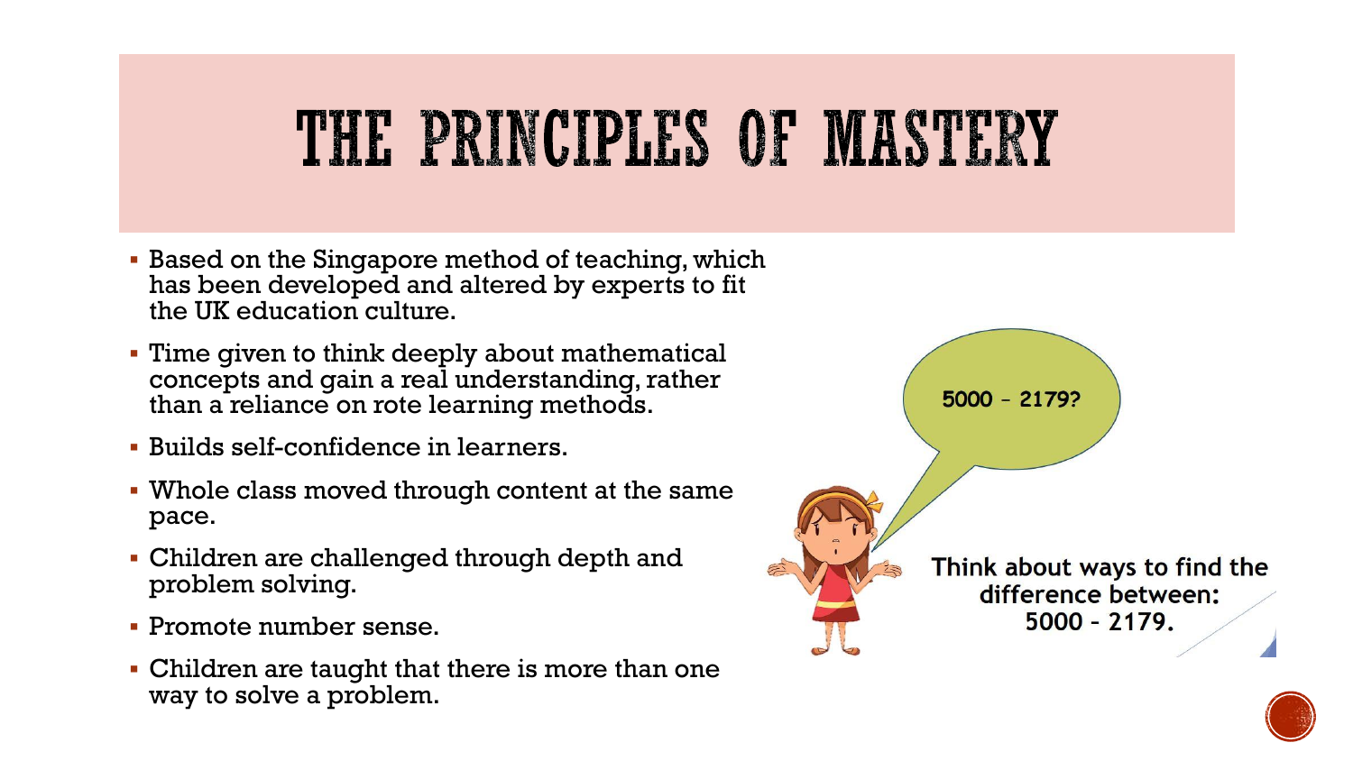# THE PRINCIPLES OF MASTERY

- Based on the Singapore method of teaching, which has been developed and altered by experts to fit the UK education culture.
- Time given to think deeply about mathematical concepts and gain a real understanding, rather than a reliance on rote learning methods.
- Builds self-confidence in learners.
- Whole class moved through content at the same pace.
- Children are challenged through depth and problem solving.
- Promote number sense.
- Children are taught that there is more than one way to solve a problem.

5000 – 2179?

Think about ways to find the difference between: 5000 – 2179.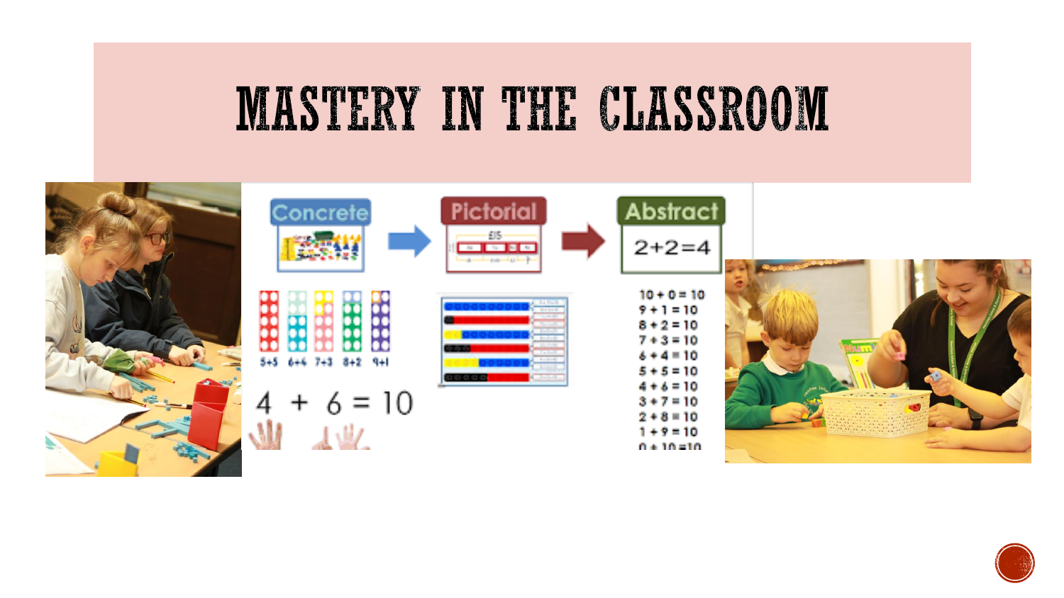# MASTERY IN THE CLASSROOM

Concrete → Pictorial → Abstract

$2+2=4$

5+5 6+4 7+3 8+2 9+1

$4 + 6 = 10$

$10 + 0 = 10$
$9 + 1 = 10$
$8 + 2 = 10$
$7 + 3 = 10$
$6 + 4 = 10$
$5 + 5 = 10$
$4 + 6 = 10$
$3 + 7 = 10$
$2 + 8 = 10$
$1 + 9 = 10$
$0 + 10 = 10$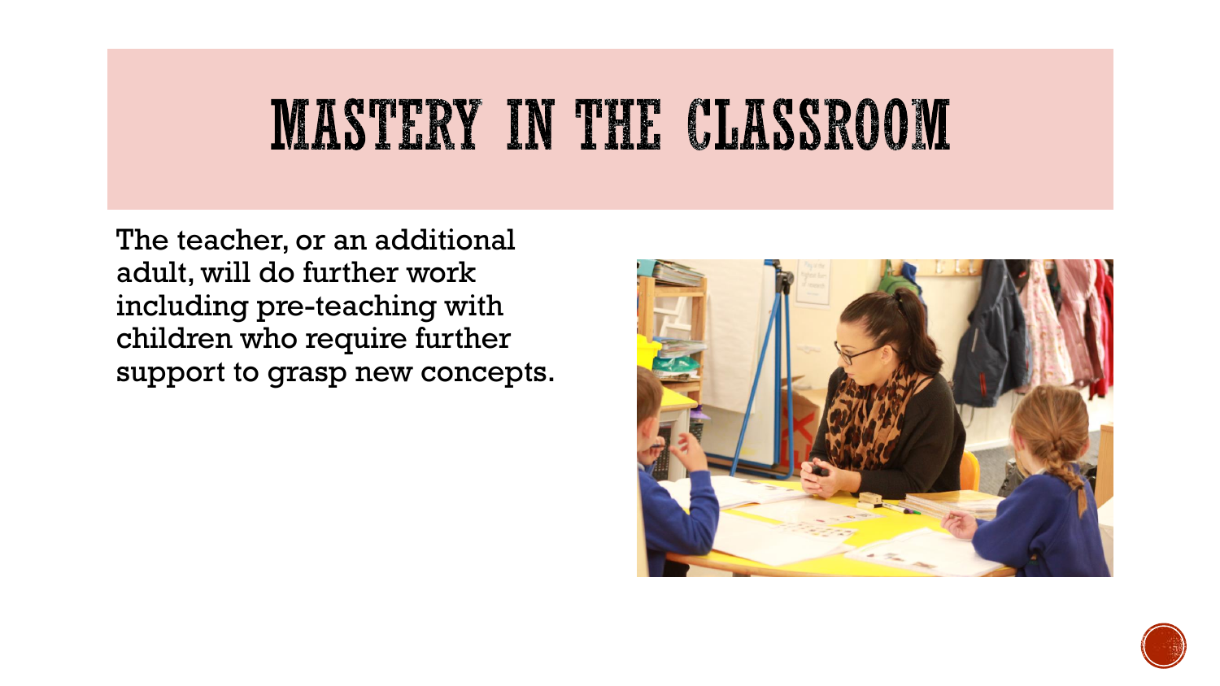# MASTERY IN THE CLASSROOM

The teacher, or an additional adult, will do further work including pre-teaching with children who require further support to grasp new concepts.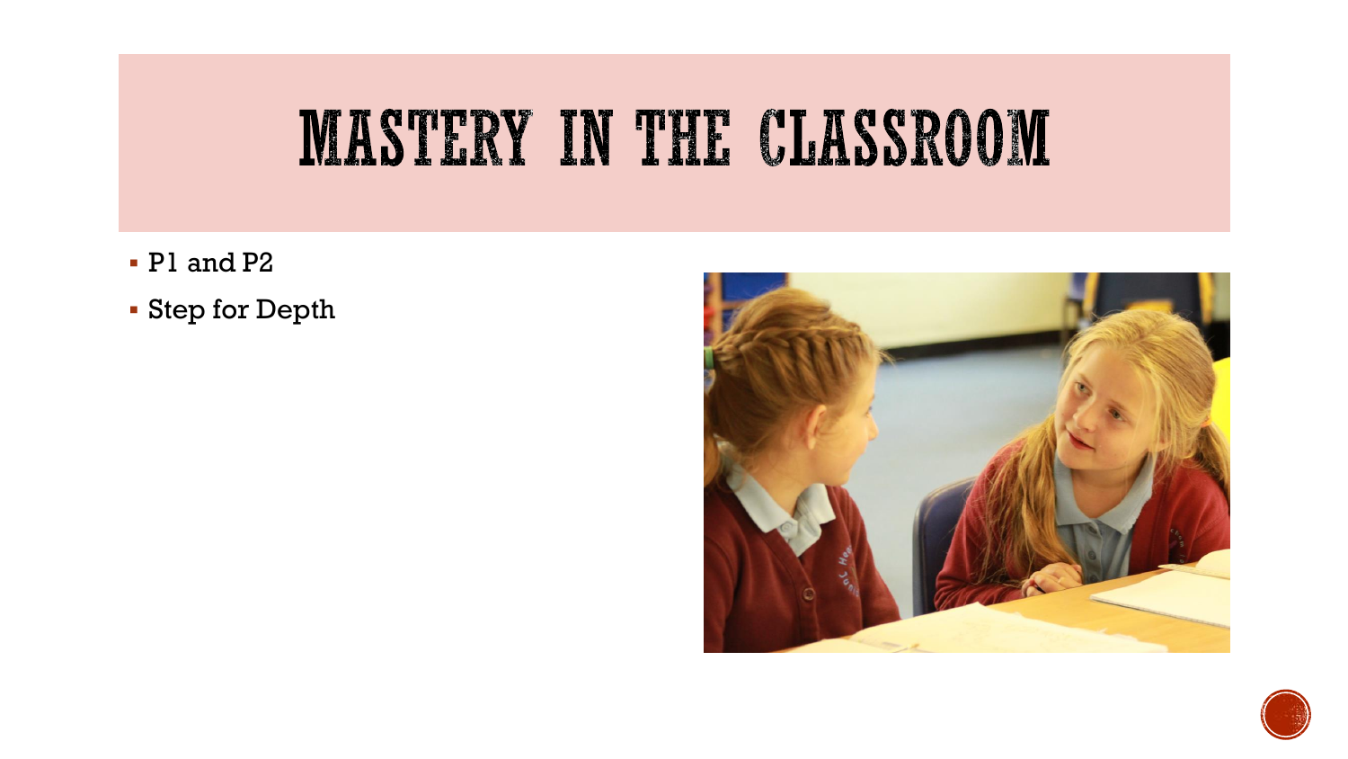# MASTERY IN THE CLASSROOM

- P1 and P2
- Step for Depth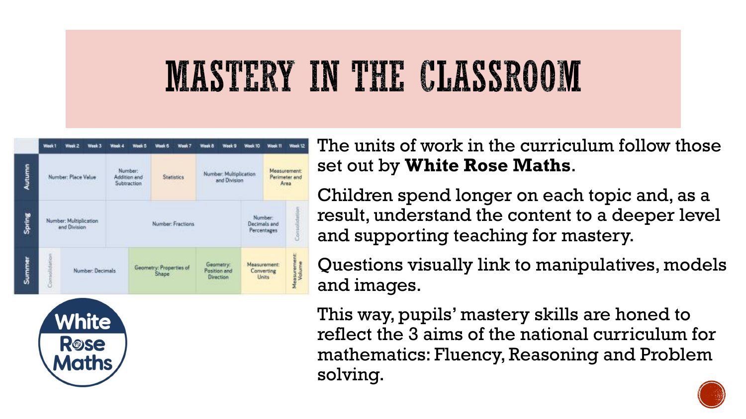# MASTERY IN THE CLASSROOM

| | Week 1 | Week 2 | Week 3 | Week 4 | Week 5 | Week 6 | Week 7 | Week 8 | Week 9 | Week 10 | Week 11 | Week 12 |
|---|---|---|---|---|---|---|---|---|---|---|---|---|
| Autumn | Number: Place Value | | | Number: Addition and Subtraction | | Statistics | | Number: Multiplication and Division | | | Measurement: Perimeter and Area | |
| Spring | Number: Multiplication and Division | | | Number: Fractions | | | | | | Number: Decimals and Percentages | | Consolidation |
| Summer | Consolidation | Number: Decimals | | | Geometry: Properties of Shape | | | Geometry: Position and Direction | | Measurement: Converting Units | | Measurement: Volume |

White Rose Maths

The units of work in the curriculum follow those set out by **White Rose Maths**.

Children spend longer on each topic and, as a result, understand the content to a deeper level and supporting teaching for mastery.

Questions visually link to manipulatives, models and images.

This way, pupils' mastery skills are honed to reflect the 3 aims of the national curriculum for mathematics: Fluency, Reasoning and Problem solving.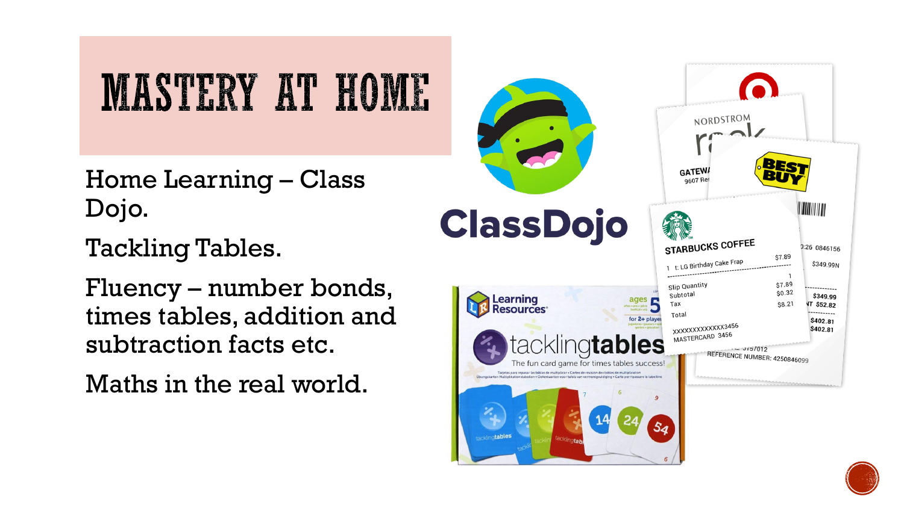# MASTERY AT HOME

Home Learning – Class Dojo.

Tackling Tables.

Fluency – number bonds, times tables, addition and subtraction facts etc.

Maths in the real world.